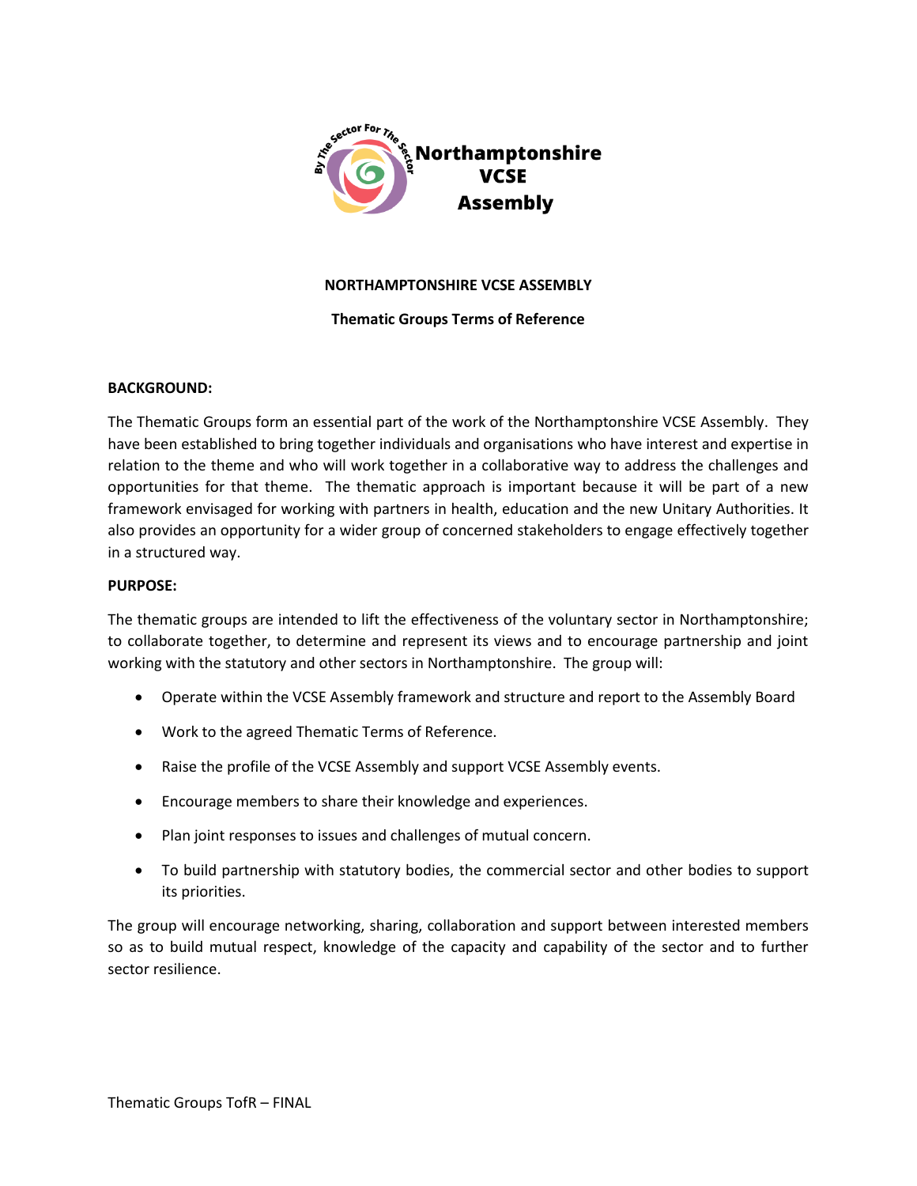# NORTHAMPTONSHIRE VCSE ASSEMBLY

## Thematic Groups Terms of Reference

**BACKGROUND:**

The Thematic Groups form an essential part of the work of the Northamptonshire VCSE Assembly. They have been established to bring together individuals and organisations who have interest and expertise in relation to the theme and who will work together in a collaborative way to address the challenges and opportunities for that theme. The thematic approach is important because it will be part of a new framework envisaged for working with partners in health, education and the new Unitary Authorities. It also provides an opportunity for a wider group of concerned stakeholders to engage effectively together in a structured way.

**PURPOSE:**

The thematic groups are intended to lift the effectiveness of the voluntary sector in Northamptonshire; to collaborate together, to determine and represent its views and to encourage partnership and joint working with the statutory and other sectors in Northamptonshire. The group will:

- Operate within the VCSE Assembly framework and structure and report to the Assembly Board
- Work to the agreed Thematic Terms of Reference.
- Raise the profile of the VCSE Assembly and support VCSE Assembly events.
- Encourage members to share their knowledge and experiences.
- Plan joint responses to issues and challenges of mutual concern.
- To build partnership with statutory bodies, the commercial sector and other bodies to support its priorities.

The group will encourage networking, sharing, collaboration and support between interested members so as to build mutual respect, knowledge of the capacity and capability of the sector and to further sector resilience.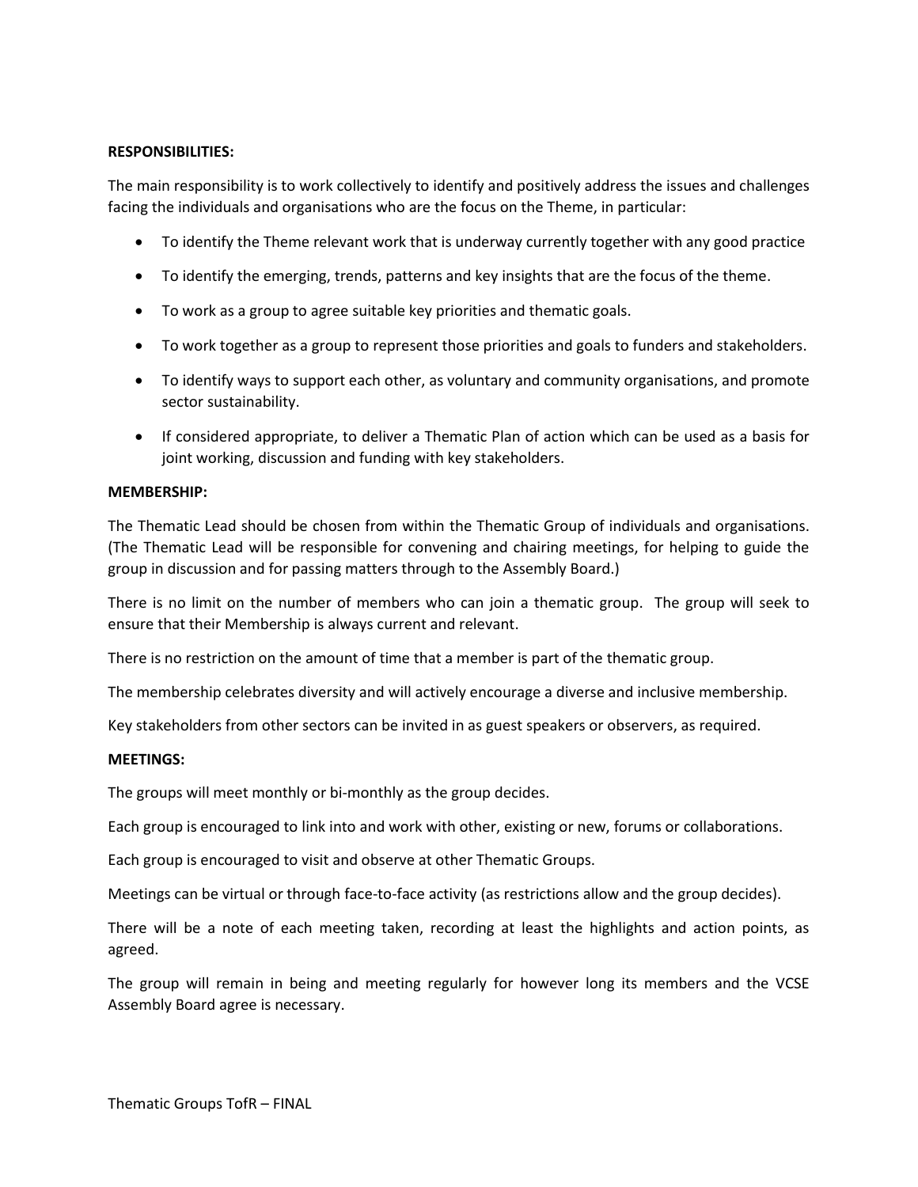**RESPONSIBILITIES:**

The main responsibility is to work collectively to identify and positively address the issues and challenges facing the individuals and organisations who are the focus on the Theme, in particular:

- To identify the Theme relevant work that is underway currently together with any good practice
- To identify the emerging, trends, patterns and key insights that are the focus of the theme.
- To work as a group to agree suitable key priorities and thematic goals.
- To work together as a group to represent those priorities and goals to funders and stakeholders.
- To identify ways to support each other, as voluntary and community organisations, and promote sector sustainability.
- If considered appropriate, to deliver a Thematic Plan of action which can be used as a basis for joint working, discussion and funding with key stakeholders.

**MEMBERSHIP:**

The Thematic Lead should be chosen from within the Thematic Group of individuals and organisations. (The Thematic Lead will be responsible for convening and chairing meetings, for helping to guide the group in discussion and for passing matters through to the Assembly Board.)

There is no limit on the number of members who can join a thematic group. The group will seek to ensure that their Membership is always current and relevant.

There is no restriction on the amount of time that a member is part of the thematic group.

The membership celebrates diversity and will actively encourage a diverse and inclusive membership.

Key stakeholders from other sectors can be invited in as guest speakers or observers, as required.

**MEETINGS:**

The groups will meet monthly or bi-monthly as the group decides.

Each group is encouraged to link into and work with other, existing or new, forums or collaborations.

Each group is encouraged to visit and observe at other Thematic Groups.

Meetings can be virtual or through face-to-face activity (as restrictions allow and the group decides).

There will be a note of each meeting taken, recording at least the highlights and action points, as agreed.

The group will remain in being and meeting regularly for however long its members and the VCSE Assembly Board agree is necessary.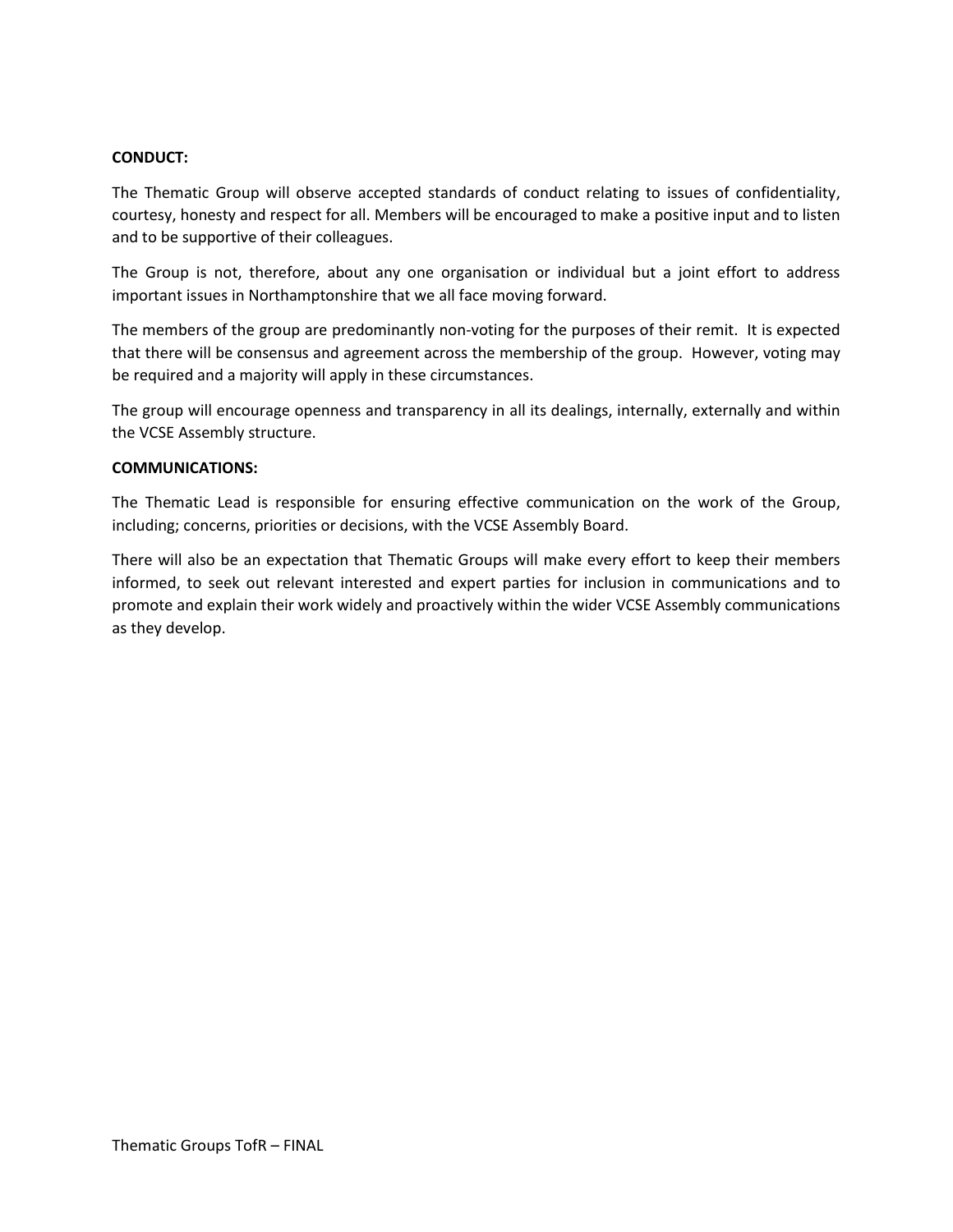**CONDUCT:**

The Thematic Group will observe accepted standards of conduct relating to issues of confidentiality, courtesy, honesty and respect for all. Members will be encouraged to make a positive input and to listen and to be supportive of their colleagues.

The Group is not, therefore, about any one organisation or individual but a joint effort to address important issues in Northamptonshire that we all face moving forward.

The members of the group are predominantly non-voting for the purposes of their remit. It is expected that there will be consensus and agreement across the membership of the group. However, voting may be required and a majority will apply in these circumstances.

The group will encourage openness and transparency in all its dealings, internally, externally and within the VCSE Assembly structure.

**COMMUNICATIONS:**

The Thematic Lead is responsible for ensuring effective communication on the work of the Group, including; concerns, priorities or decisions, with the VCSE Assembly Board.

There will also be an expectation that Thematic Groups will make every effort to keep their members informed, to seek out relevant interested and expert parties for inclusion in communications and to promote and explain their work widely and proactively within the wider VCSE Assembly communications as they develop.